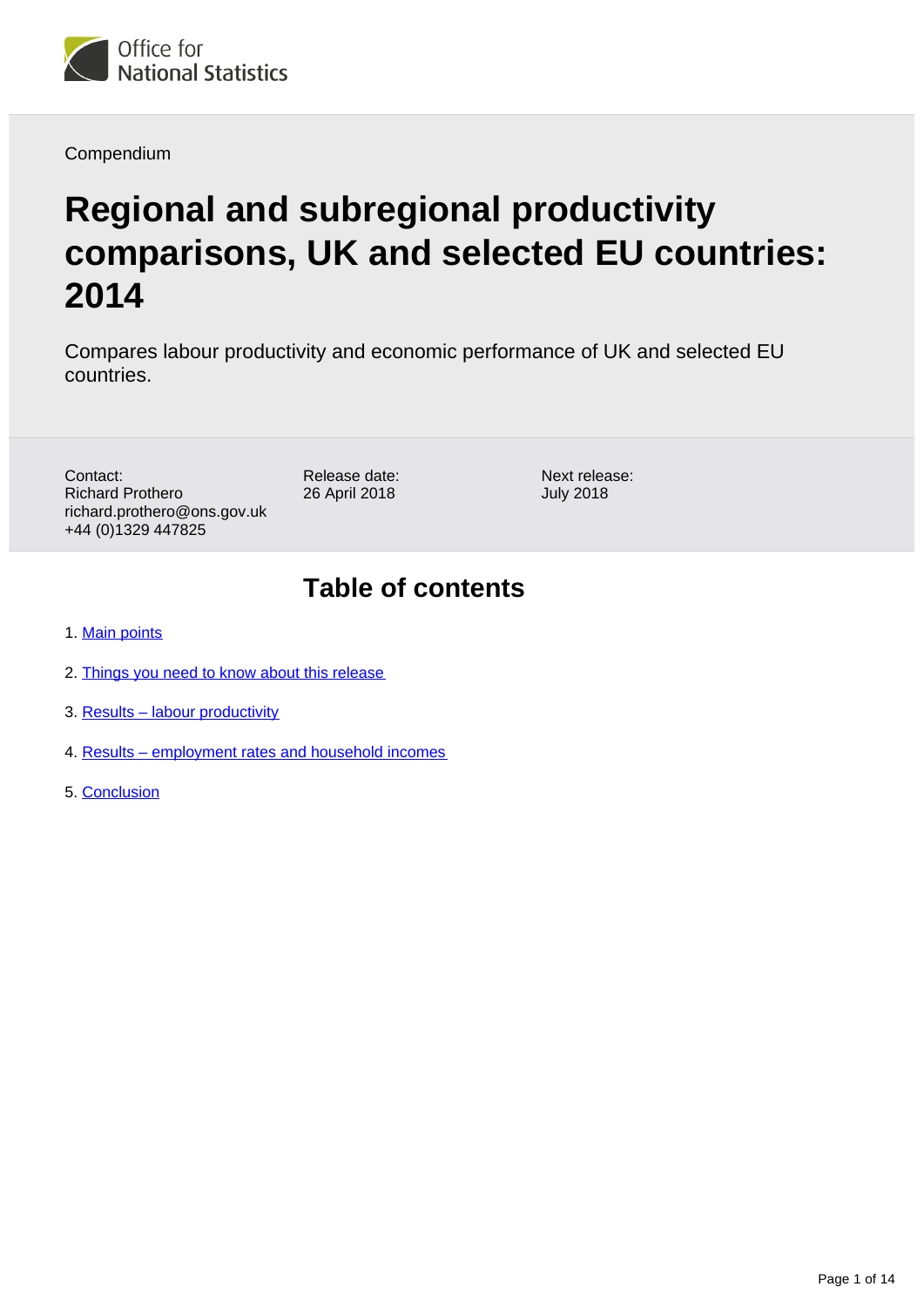Office for National Statistics

Compendium

# Regional and subregional productivity comparisons, UK and selected EU countries: 2014

Compares labour productivity and economic performance of UK and selected EU countries.

Contact:
Richard Prothero
richard.prothero@ons.gov.uk
+44 (0)1329 447825

Release date:
26 April 2018

Next release:
July 2018

## Table of contents

1. Main points
2. Things you need to know about this release
3. Results – labour productivity
4. Results – employment rates and household incomes
5. Conclusion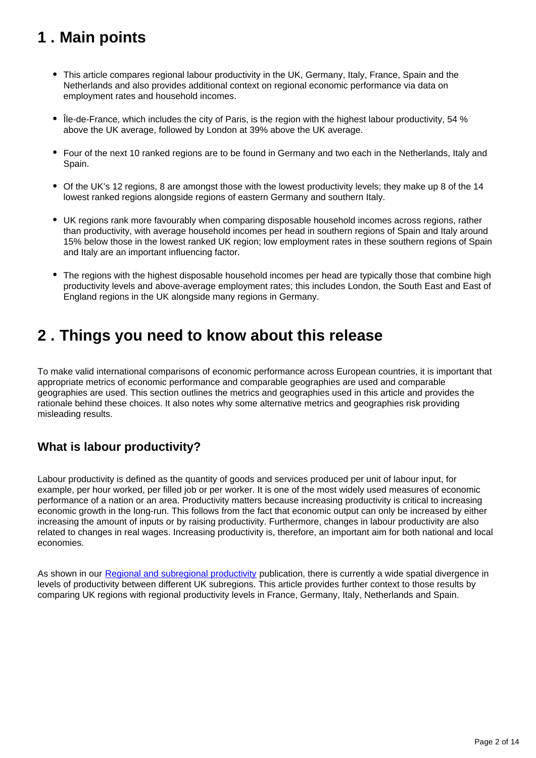## 1 . Main points

- This article compares regional labour productivity in the UK, Germany, Italy, France, Spain and the Netherlands and also provides additional context on regional economic performance via data on employment rates and household incomes.
- Île-de-France, which includes the city of Paris, is the region with the highest labour productivity, 54 % above the UK average, followed by London at 39% above the UK average.
- Four of the next 10 ranked regions are to be found in Germany and two each in the Netherlands, Italy and Spain.
- Of the UK's 12 regions, 8 are amongst those with the lowest productivity levels; they make up 8 of the 14 lowest ranked regions alongside regions of eastern Germany and southern Italy.
- UK regions rank more favourably when comparing disposable household incomes across regions, rather than productivity, with average household incomes per head in southern regions of Spain and Italy around 15% below those in the lowest ranked UK region; low employment rates in these southern regions of Spain and Italy are an important influencing factor.
- The regions with the highest disposable household incomes per head are typically those that combine high productivity levels and above-average employment rates; this includes London, the South East and East of England regions in the UK alongside many regions in Germany.

## 2 . Things you need to know about this release

To make valid international comparisons of economic performance across European countries, it is important that appropriate metrics of economic performance and comparable geographies are used and comparable geographies are used. This section outlines the metrics and geographies used in this article and provides the rationale behind these choices. It also notes why some alternative metrics and geographies risk providing misleading results.

### What is labour productivity?

Labour productivity is defined as the quantity of goods and services produced per unit of labour input, for example, per hour worked, per filled job or per worker. It is one of the most widely used measures of economic performance of a nation or an area. Productivity matters because increasing productivity is critical to increasing economic growth in the long-run. This follows from the fact that economic output can only be increased by either increasing the amount of inputs or by raising productivity. Furthermore, changes in labour productivity are also related to changes in real wages. Increasing productivity is, therefore, an important aim for both national and local economies.

As shown in our [Regional and subregional productivity] publication, there is currently a wide spatial divergence in levels of productivity between different UK subregions. This article provides further context to those results by comparing UK regions with regional productivity levels in France, Germany, Italy, Netherlands and Spain.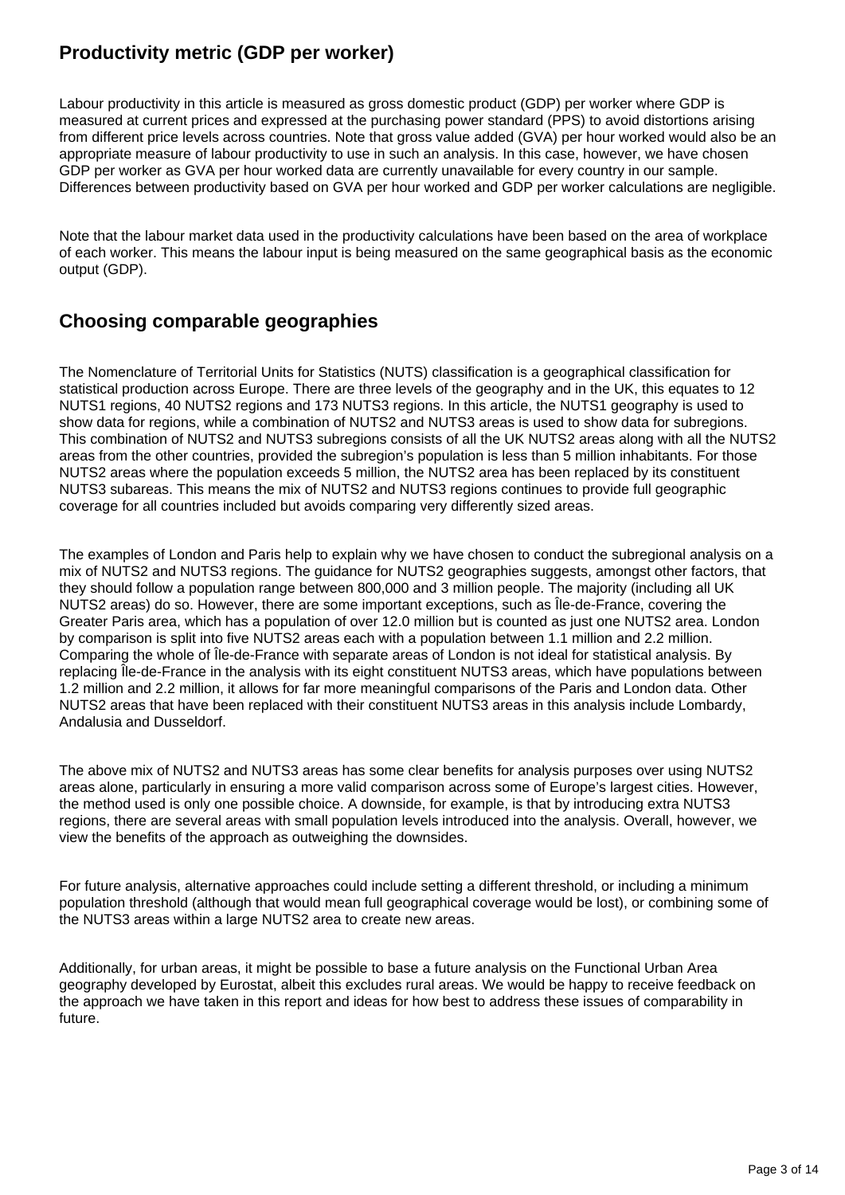## Productivity metric (GDP per worker)

Labour productivity in this article is measured as gross domestic product (GDP) per worker where GDP is measured at current prices and expressed at the purchasing power standard (PPS) to avoid distortions arising from different price levels across countries. Note that gross value added (GVA) per hour worked would also be an appropriate measure of labour productivity to use in such an analysis. In this case, however, we have chosen GDP per worker as GVA per hour worked data are currently unavailable for every country in our sample. Differences between productivity based on GVA per hour worked and GDP per worker calculations are negligible.

Note that the labour market data used in the productivity calculations have been based on the area of workplace of each worker. This means the labour input is being measured on the same geographical basis as the economic output (GDP).

## Choosing comparable geographies

The Nomenclature of Territorial Units for Statistics (NUTS) classification is a geographical classification for statistical production across Europe. There are three levels of the geography and in the UK, this equates to 12 NUTS1 regions, 40 NUTS2 regions and 173 NUTS3 regions. In this article, the NUTS1 geography is used to show data for regions, while a combination of NUTS2 and NUTS3 areas is used to show data for subregions. This combination of NUTS2 and NUTS3 subregions consists of all the UK NUTS2 areas along with all the NUTS2 areas from the other countries, provided the subregion's population is less than 5 million inhabitants. For those NUTS2 areas where the population exceeds 5 million, the NUTS2 area has been replaced by its constituent NUTS3 subareas. This means the mix of NUTS2 and NUTS3 regions continues to provide full geographic coverage for all countries included but avoids comparing very differently sized areas.

The examples of London and Paris help to explain why we have chosen to conduct the subregional analysis on a mix of NUTS2 and NUTS3 regions. The guidance for NUTS2 geographies suggests, amongst other factors, that they should follow a population range between 800,000 and 3 million people. The majority (including all UK NUTS2 areas) do so. However, there are some important exceptions, such as Île-de-France, covering the Greater Paris area, which has a population of over 12.0 million but is counted as just one NUTS2 area. London by comparison is split into five NUTS2 areas each with a population between 1.1 million and 2.2 million. Comparing the whole of Île-de-France with separate areas of London is not ideal for statistical analysis. By replacing Île-de-France in the analysis with its eight constituent NUTS3 areas, which have populations between 1.2 million and 2.2 million, it allows for far more meaningful comparisons of the Paris and London data. Other NUTS2 areas that have been replaced with their constituent NUTS3 areas in this analysis include Lombardy, Andalusia and Dusseldorf.

The above mix of NUTS2 and NUTS3 areas has some clear benefits for analysis purposes over using NUTS2 areas alone, particularly in ensuring a more valid comparison across some of Europe's largest cities. However, the method used is only one possible choice. A downside, for example, is that by introducing extra NUTS3 regions, there are several areas with small population levels introduced into the analysis. Overall, however, we view the benefits of the approach as outweighing the downsides.

For future analysis, alternative approaches could include setting a different threshold, or including a minimum population threshold (although that would mean full geographical coverage would be lost), or combining some of the NUTS3 areas within a large NUTS2 area to create new areas.

Additionally, for urban areas, it might be possible to base a future analysis on the Functional Urban Area geography developed by Eurostat, albeit this excludes rural areas. We would be happy to receive feedback on the approach we have taken in this report and ideas for how best to address these issues of comparability in future.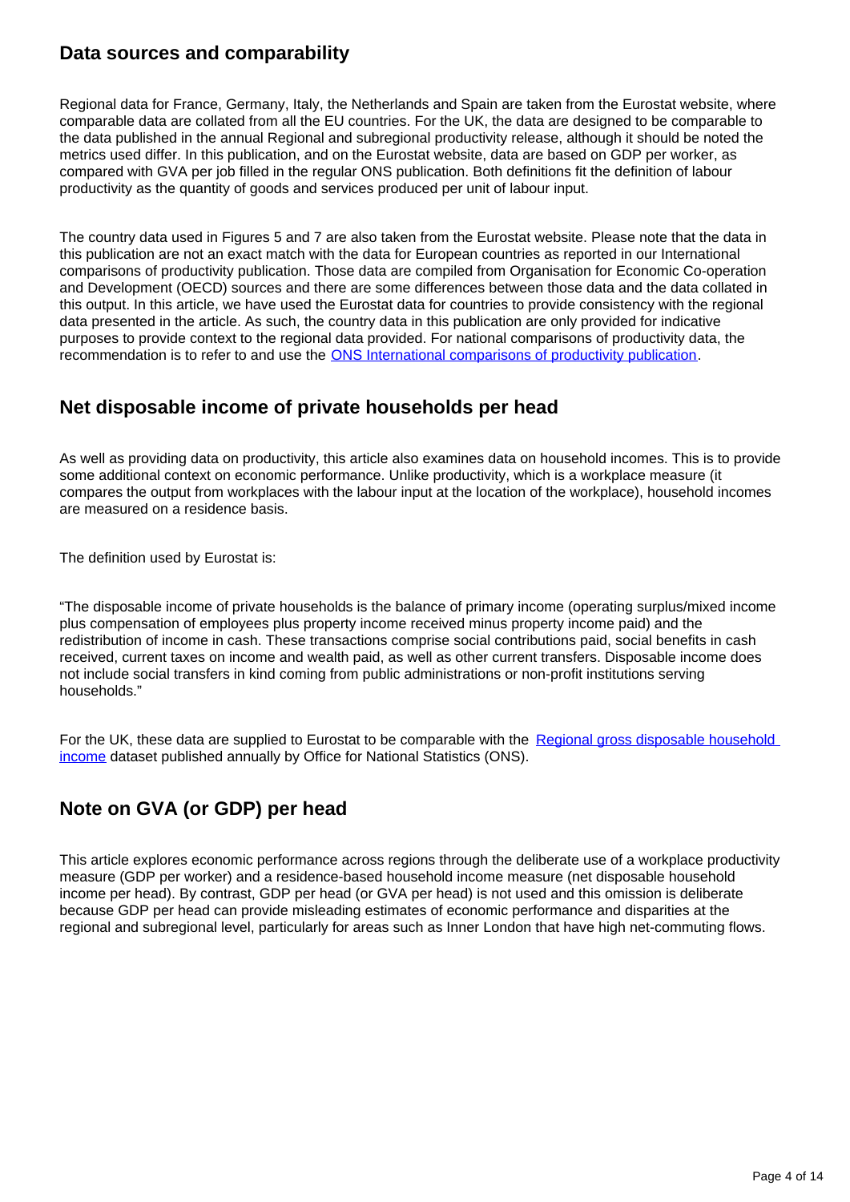## Data sources and comparability

Regional data for France, Germany, Italy, the Netherlands and Spain are taken from the Eurostat website, where comparable data are collated from all the EU countries. For the UK, the data are designed to be comparable to the data published in the annual Regional and subregional productivity release, although it should be noted the metrics used differ. In this publication, and on the Eurostat website, data are based on GDP per worker, as compared with GVA per job filled in the regular ONS publication. Both definitions fit the definition of labour productivity as the quantity of goods and services produced per unit of labour input.

The country data used in Figures 5 and 7 are also taken from the Eurostat website. Please note that the data in this publication are not an exact match with the data for European countries as reported in our International comparisons of productivity publication. Those data are compiled from Organisation for Economic Co-operation and Development (OECD) sources and there are some differences between those data and the data collated in this output. In this article, we have used the Eurostat data for countries to provide consistency with the regional data presented in the article. As such, the country data in this publication are only provided for indicative purposes to provide context to the regional data provided. For national comparisons of productivity data, the recommendation is to refer to and use the [ONS International comparisons of productivity publication](https://www.ons.gov.uk).

## Net disposable income of private households per head

As well as providing data on productivity, this article also examines data on household incomes. This is to provide some additional context on economic performance. Unlike productivity, which is a workplace measure (it compares the output from workplaces with the labour input at the location of the workplace), household incomes are measured on a residence basis.

The definition used by Eurostat is:

“The disposable income of private households is the balance of primary income (operating surplus/mixed income plus compensation of employees plus property income received minus property income paid) and the redistribution of income in cash. These transactions comprise social contributions paid, social benefits in cash received, current taxes on income and wealth paid, as well as other current transfers. Disposable income does not include social transfers in kind coming from public administrations or non-profit institutions serving households.”

For the UK, these data are supplied to Eurostat to be comparable with the [Regional gross disposable household income](https://www.ons.gov.uk) dataset published annually by Office for National Statistics (ONS).

## Note on GVA (or GDP) per head

This article explores economic performance across regions through the deliberate use of a workplace productivity measure (GDP per worker) and a residence-based household income measure (net disposable household income per head). By contrast, GDP per head (or GVA per head) is not used and this omission is deliberate because GDP per head can provide misleading estimates of economic performance and disparities at the regional and subregional level, particularly for areas such as Inner London that have high net-commuting flows.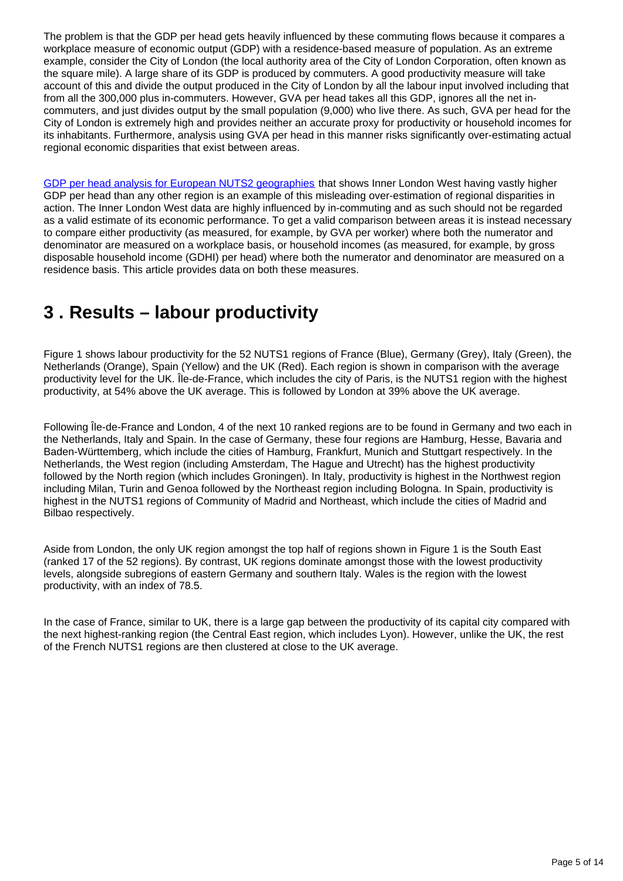The problem is that the GDP per head gets heavily influenced by these commuting flows because it compares a workplace measure of economic output (GDP) with a residence-based measure of population. As an extreme example, consider the City of London (the local authority area of the City of London Corporation, often known as the square mile). A large share of its GDP is produced by commuters. A good productivity measure will take account of this and divide the output produced in the City of London by all the labour input involved including that from all the 300,000 plus in-commuters. However, GVA per head takes all this GDP, ignores all the net in-commuters, and just divides output by the small population (9,000) who live there. As such, GVA per head for the City of London is extremely high and provides neither an accurate proxy for productivity or household incomes for its inhabitants. Furthermore, analysis using GVA per head in this manner risks significantly over-estimating actual regional economic disparities that exist between areas.

GDP per head analysis for European NUTS2 geographies that shows Inner London West having vastly higher GDP per head than any other region is an example of this misleading over-estimation of regional disparities in action. The Inner London West data are highly influenced by in-commuting and as such should not be regarded as a valid estimate of its economic performance. To get a valid comparison between areas it is instead necessary to compare either productivity (as measured, for example, by GVA per worker) where both the numerator and denominator are measured on a workplace basis, or household incomes (as measured, for example, by gross disposable household income (GDHI) per head) where both the numerator and denominator are measured on a residence basis. This article provides data on both these measures.

# 3 . Results – labour productivity

Figure 1 shows labour productivity for the 52 NUTS1 regions of France (Blue), Germany (Grey), Italy (Green), the Netherlands (Orange), Spain (Yellow) and the UK (Red). Each region is shown in comparison with the average productivity level for the UK. Île-de-France, which includes the city of Paris, is the NUTS1 region with the highest productivity, at 54% above the UK average. This is followed by London at 39% above the UK average.

Following Île-de-France and London, 4 of the next 10 ranked regions are to be found in Germany and two each in the Netherlands, Italy and Spain. In the case of Germany, these four regions are Hamburg, Hesse, Bavaria and Baden-Württemberg, which include the cities of Hamburg, Frankfurt, Munich and Stuttgart respectively. In the Netherlands, the West region (including Amsterdam, The Hague and Utrecht) has the highest productivity followed by the North region (which includes Groningen). In Italy, productivity is highest in the Northwest region including Milan, Turin and Genoa followed by the Northeast region including Bologna. In Spain, productivity is highest in the NUTS1 regions of Community of Madrid and Northeast, which include the cities of Madrid and Bilbao respectively.

Aside from London, the only UK region amongst the top half of regions shown in Figure 1 is the South East (ranked 17 of the 52 regions). By contrast, UK regions dominate amongst those with the lowest productivity levels, alongside subregions of eastern Germany and southern Italy. Wales is the region with the lowest productivity, with an index of 78.5.

In the case of France, similar to UK, there is a large gap between the productivity of its capital city compared with the next highest-ranking region (the Central East region, which includes Lyon). However, unlike the UK, the rest of the French NUTS1 regions are then clustered at close to the UK average.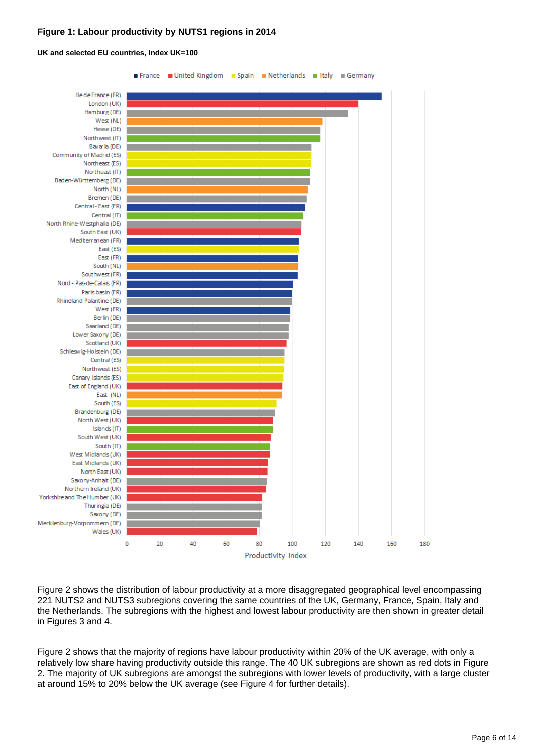**Figure 1: Labour productivity by NUTS1 regions in 2014**

**UK and selected EU countries, Index UK=100**

Figure 2 shows the distribution of labour productivity at a more disaggregated geographical level encompassing 221 NUTS2 and NUTS3 subregions covering the same countries of the UK, Germany, France, Spain, Italy and the Netherlands. The subregions with the highest and lowest labour productivity are then shown in greater detail in Figures 3 and 4.

Figure 2 shows that the majority of regions have labour productivity within 20% of the UK average, with only a relatively low share having productivity outside this range. The 40 UK subregions are shown as red dots in Figure 2. The majority of UK subregions are amongst the subregions with lower levels of productivity, with a large cluster at around 15% to 20% below the UK average (see Figure 4 for further details).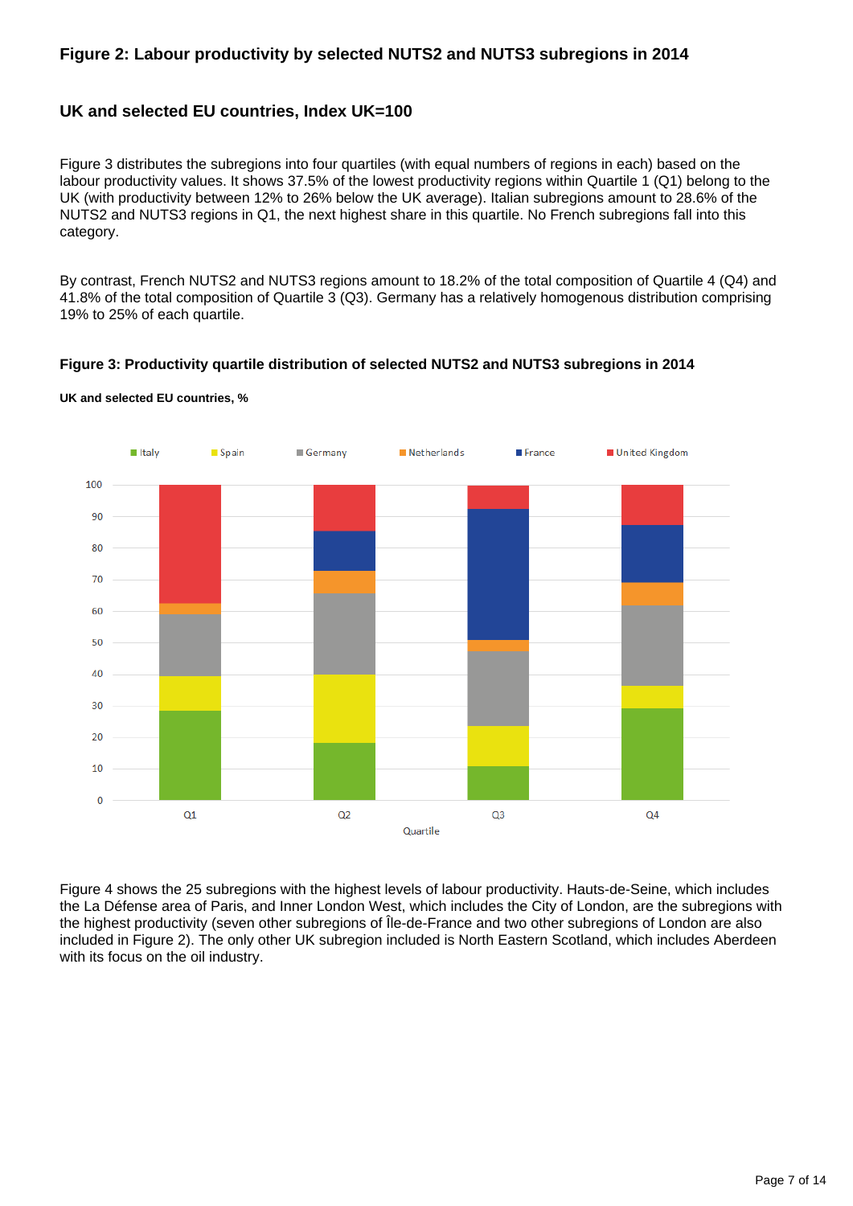### Figure 2: Labour productivity by selected NUTS2 and NUTS3 subregions in 2014

#### UK and selected EU countries, Index UK=100

Figure 3 distributes the subregions into four quartiles (with equal numbers of regions in each) based on the labour productivity values. It shows 37.5% of the lowest productivity regions within Quartile 1 (Q1) belong to the UK (with productivity between 12% to 26% below the UK average). Italian subregions amount to 28.6% of the NUTS2 and NUTS3 regions in Q1, the next highest share in this quartile. No French subregions fall into this category.

By contrast, French NUTS2 and NUTS3 regions amount to 18.2% of the total composition of Quartile 4 (Q4) and 41.8% of the total composition of Quartile 3 (Q3). Germany has a relatively homogenous distribution comprising 19% to 25% of each quartile.

### Figure 3: Productivity quartile distribution of selected NUTS2 and NUTS3 subregions in 2014

#### UK and selected EU countries, %

Figure 4 shows the 25 subregions with the highest levels of labour productivity. Hauts-de-Seine, which includes the La Défense area of Paris, and Inner London West, which includes the City of London, are the subregions with the highest productivity (seven other subregions of Île-de-France and two other subregions of London are also included in Figure 2). The only other UK subregion included is North Eastern Scotland, which includes Aberdeen with its focus on the oil industry.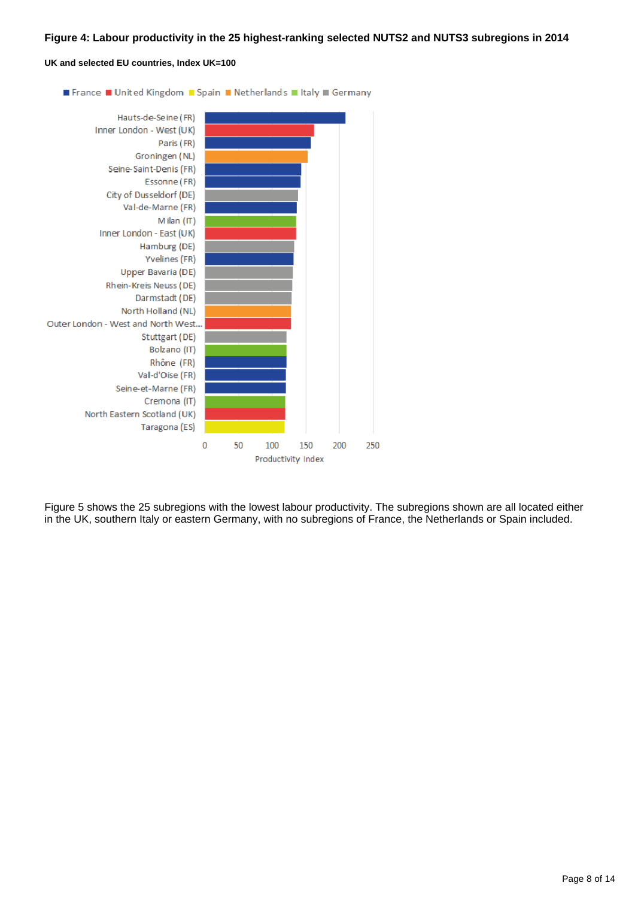#### Figure 4: Labour productivity in the 25 highest-ranking selected NUTS2 and NUTS3 subregions in 2014

##### UK and selected EU countries, Index UK=100

■ France ■ United Kingdom ■ Spain ■ Netherlands ■ Italy ■ Germany

Hauts-de-Seine (FR)
Inner London - West (UK)
Paris (FR)
Groningen (NL)
Seine-Saint-Denis (FR)
Essonne (FR)
City of Dusseldorf (DE)
Val-de-Marne (FR)
Milan (IT)
Inner London - East (UK)
Hamburg (DE)
Yvelines (FR)
Upper Bavaria (DE)
Rhein-Kreis Neuss (DE)
Darmstadt (DE)
North Holland (NL)
Outer London - West and North West...
Stuttgart (DE)
Bolzano (IT)
Rhône (FR)
Val-d'Oise (FR)
Seine-et-Marne (FR)
Cremona (IT)
North Eastern Scotland (UK)
Taragona (ES)

0 50 100 150 200 250

Productivity Index

Figure 5 shows the 25 subregions with the lowest labour productivity. The subregions shown are all located either in the UK, southern Italy or eastern Germany, with no subregions of France, the Netherlands or Spain included.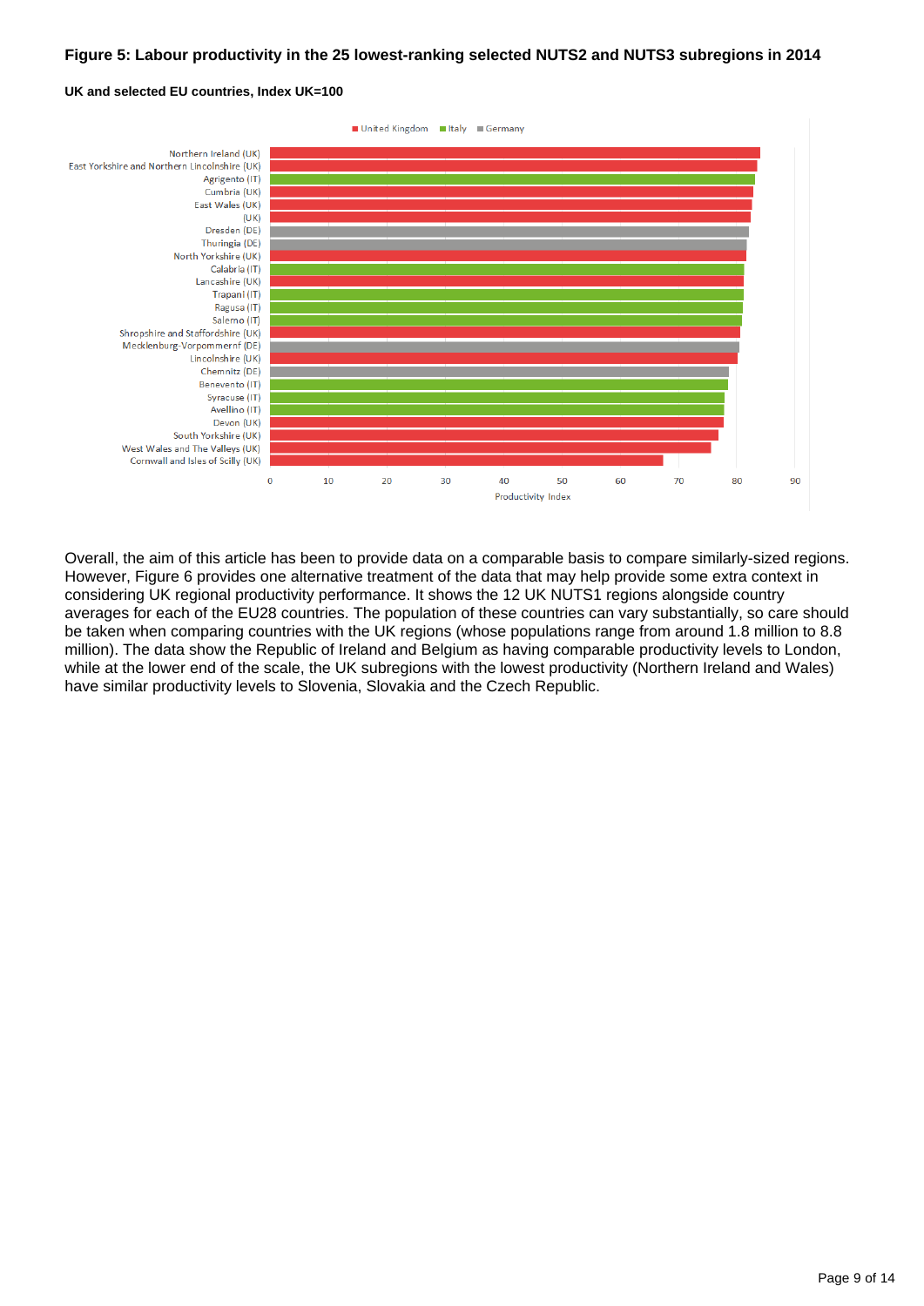**Figure 5: Labour productivity in the 25 lowest-ranking selected NUTS2 and NUTS3 subregions in 2014**

**UK and selected EU countries, Index UK=100**

Overall, the aim of this article has been to provide data on a comparable basis to compare similarly-sized regions. However, Figure 6 provides one alternative treatment of the data that may help provide some extra context in considering UK regional productivity performance. It shows the 12 UK NUTS1 regions alongside country averages for each of the EU28 countries. The population of these countries can vary substantially, so care should be taken when comparing countries with the UK regions (whose populations range from around 1.8 million to 8.8 million). The data show the Republic of Ireland and Belgium as having comparable productivity levels to London, while at the lower end of the scale, the UK subregions with the lowest productivity (Northern Ireland and Wales) have similar productivity levels to Slovenia, Slovakia and the Czech Republic.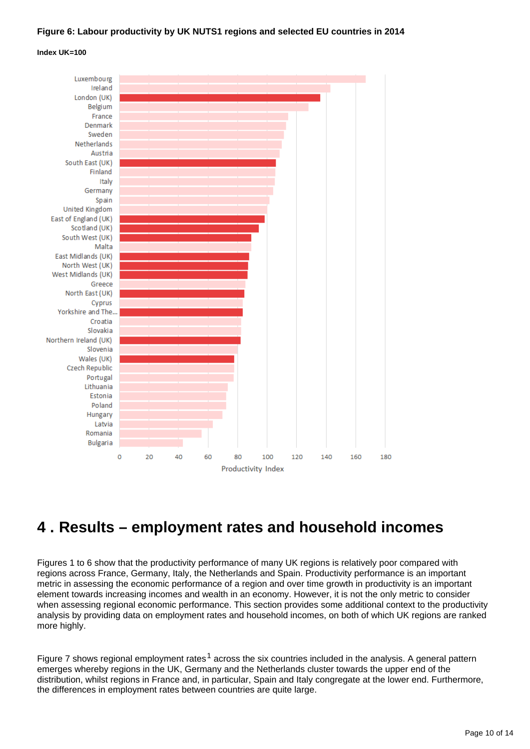**Figure 6: Labour productivity by UK NUTS1 regions and selected EU countries in 2014**

**Index UK=100**

Luxembourg
Ireland
London (UK)
Belgium
France
Denmark
Sweden
Netherlands
Austria
South East (UK)
Finland
Italy
Germany
Spain
United Kingdom
East of England (UK)
Scotland (UK)
South West (UK)
Malta
East Midlands (UK)
North West (UK)
West Midlands (UK)
Greece
North East (UK)
Cyprus
Yorkshire and The...
Croatia
Slovakia
Northern Ireland (UK)
Slovenia
Wales (UK)
Czech Republic
Portugal
Lithuania
Estonia
Poland
Hungary
Latvia
Romania
Bulgaria

0 20 40 60 80 100 120 140 160 180

Productivity Index

# 4 . Results – employment rates and household incomes

Figures 1 to 6 show that the productivity performance of many UK regions is relatively poor compared with regions across France, Germany, Italy, the Netherlands and Spain. Productivity performance is an important metric in assessing the economic performance of a region and over time growth in productivity is an important element towards increasing incomes and wealth in an economy. However, it is not the only metric to consider when assessing regional economic performance. This section provides some additional context to the productivity analysis by providing data on employment rates and household incomes, on both of which UK regions are ranked more highly.

Figure 7 shows regional employment rates[1] across the six countries included in the analysis. A general pattern emerges whereby regions in the UK, Germany and the Netherlands cluster towards the upper end of the distribution, whilst regions in France and, in particular, Spain and Italy congregate at the lower end. Furthermore, the differences in employment rates between countries are quite large.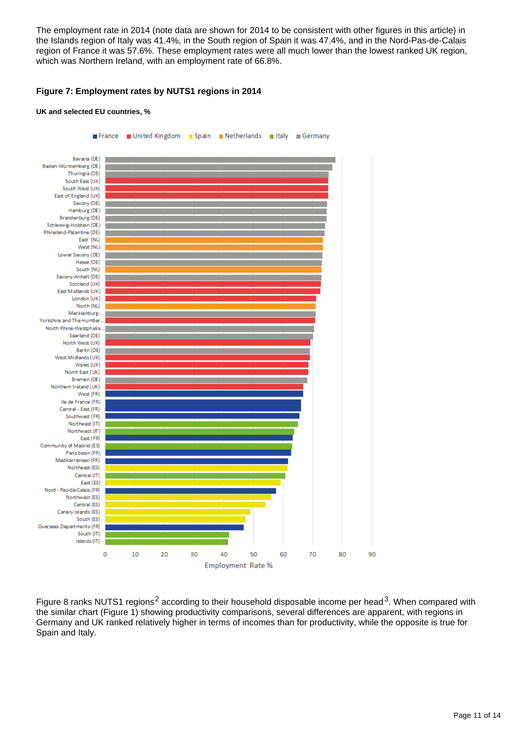The employment rate in 2014 (note data are shown for 2014 to be consistent with other figures in this article) in the Islands region of Italy was 41.4%, in the South region of Spain it was 47.4%, and in the Nord-Pas-de-Calais region of France it was 57.6%. These employment rates were all much lower than the lowest ranked UK region, which was Northern Ireland, with an employment rate of 66.8%.

### Figure 7: Employment rates by NUTS1 regions in 2014

**UK and selected EU countries, %**

Figure 8 ranks NUTS1 regions[2] according to their household disposable income per head[3]. When compared with the similar chart (Figure 1) showing productivity comparisons, several differences are apparent, with regions in Germany and UK ranked relatively higher in terms of incomes than for productivity, while the opposite is true for Spain and Italy.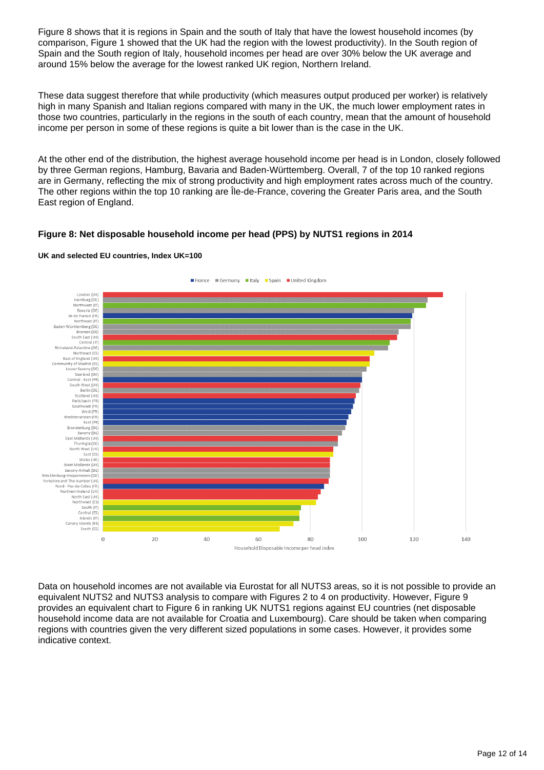Figure 8 shows that it is regions in Spain and the south of Italy that have the lowest household incomes (by comparison, Figure 1 showed that the UK had the region with the lowest productivity). In the South region of Spain and the South region of Italy, household incomes per head are over 30% below the UK average and around 15% below the average for the lowest ranked UK region, Northern Ireland.

These data suggest therefore that while productivity (which measures output produced per worker) is relatively high in many Spanish and Italian regions compared with many in the UK, the much lower employment rates in those two countries, particularly in the regions in the south of each country, mean that the amount of household income per person in some of these regions is quite a bit lower than is the case in the UK.

At the other end of the distribution, the highest average household income per head is in London, closely followed by three German regions, Hamburg, Bavaria and Baden-Württemberg. Overall, 7 of the top 10 ranked regions are in Germany, reflecting the mix of strong productivity and high employment rates across much of the country. The other regions within the top 10 ranking are Île-de-France, covering the Greater Paris area, and the South East region of England.

### Figure 8: Net disposable household income per head (PPS) by NUTS1 regions in 2014

**UK and selected EU countries, Index UK=100**

Data on household incomes are not available via Eurostat for all NUTS3 areas, so it is not possible to provide an equivalent NUTS2 and NUTS3 analysis to compare with Figures 2 to 4 on productivity. However, Figure 9 provides an equivalent chart to Figure 6 in ranking UK NUTS1 regions against EU countries (net disposable household income data are not available for Croatia and Luxembourg). Care should be taken when comparing regions with countries given the very different sized populations in some cases. However, it provides some indicative context.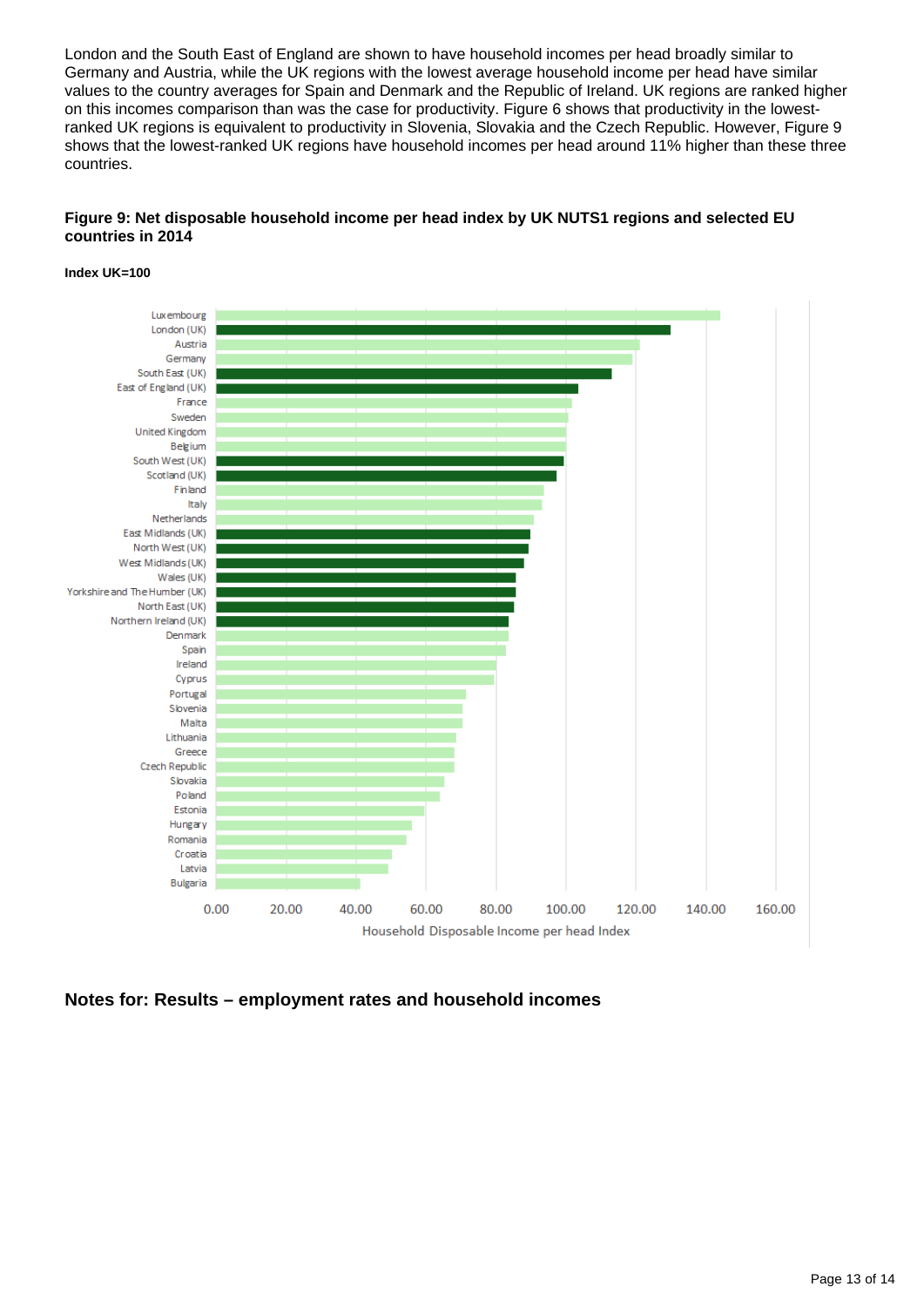London and the South East of England are shown to have household incomes per head broadly similar to Germany and Austria, while the UK regions with the lowest average household income per head have similar values to the country averages for Spain and Denmark and the Republic of Ireland. UK regions are ranked higher on this incomes comparison than was the case for productivity. Figure 6 shows that productivity in the lowest-ranked UK regions is equivalent to productivity in Slovenia, Slovakia and the Czech Republic. However, Figure 9 shows that the lowest-ranked UK regions have household incomes per head around 11% higher than these three countries.

### Figure 9: Net disposable household income per head index by UK NUTS1 regions and selected EU countries in 2014

**Index UK=100**

Luxembourg
London (UK)
Austria
Germany
South East (UK)
East of England (UK)
France
Sweden
United Kingdom
Belgium
South West (UK)
Scotland (UK)
Finland
Italy
Netherlands
East Midlands (UK)
North West (UK)
West Midlands (UK)
Wales (UK)
Yorkshire and The Humber (UK)
North East (UK)
Northern Ireland (UK)
Denmark
Spain
Ireland
Cyprus
Portugal
Slovenia
Malta
Lithuania
Greece
Czech Republic
Slovakia
Poland
Estonia
Hungary
Romania
Croatia
Latvia
Bulgaria

0.00 20.00 40.00 60.00 80.00 100.00 120.00 140.00 160.00

Household Disposable Income per head Index

### Notes for: Results – employment rates and household incomes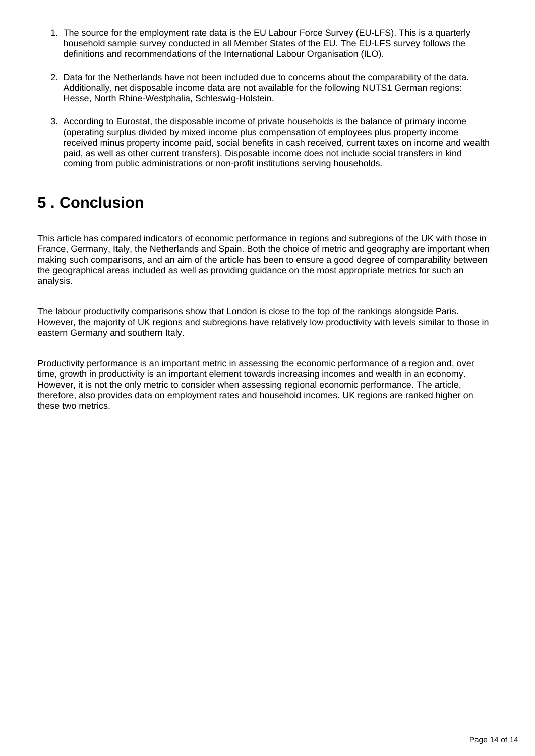1. The source for the employment rate data is the EU Labour Force Survey (EU-LFS). This is a quarterly household sample survey conducted in all Member States of the EU. The EU-LFS survey follows the definitions and recommendations of the International Labour Organisation (ILO).

2. Data for the Netherlands have not been included due to concerns about the comparability of the data. Additionally, net disposable income data are not available for the following NUTS1 German regions: Hesse, North Rhine-Westphalia, Schleswig-Holstein.

3. According to Eurostat, the disposable income of private households is the balance of primary income (operating surplus divided by mixed income plus compensation of employees plus property income received minus property income paid, social benefits in cash received, current taxes on income and wealth paid, as well as other current transfers). Disposable income does not include social transfers in kind coming from public administrations or non-profit institutions serving households.

## 5 . Conclusion

This article has compared indicators of economic performance in regions and subregions of the UK with those in France, Germany, Italy, the Netherlands and Spain. Both the choice of metric and geography are important when making such comparisons, and an aim of the article has been to ensure a good degree of comparability between the geographical areas included as well as providing guidance on the most appropriate metrics for such an analysis.

The labour productivity comparisons show that London is close to the top of the rankings alongside Paris. However, the majority of UK regions and subregions have relatively low productivity with levels similar to those in eastern Germany and southern Italy.

Productivity performance is an important metric in assessing the economic performance of a region and, over time, growth in productivity is an important element towards increasing incomes and wealth in an economy. However, it is not the only metric to consider when assessing regional economic performance. The article, therefore, also provides data on employment rates and household incomes. UK regions are ranked higher on these two metrics.